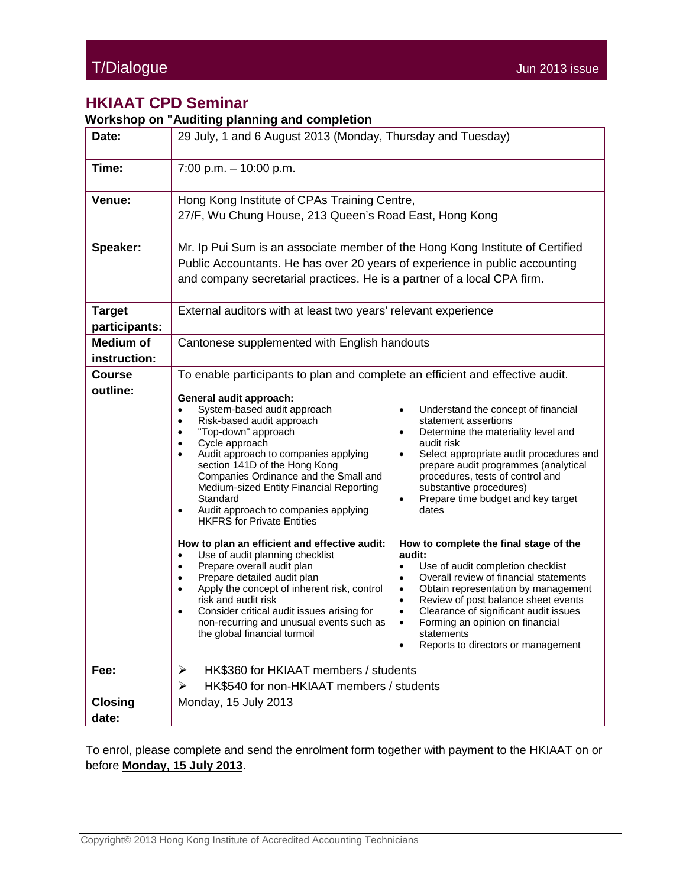## HKIAAT CPD Seminar

**Workshop on "Auditing planning and completion**

| | |
|---|---|
| **Date:** | 29 July, 1 and 6 August 2013 (Monday, Thursday and Tuesday) |
| **Time:** | 7:00 p.m. – 10:00 p.m. |
| **Venue:** | Hong Kong Institute of CPAs Training Centre,<br>27/F, Wu Chung House, 213 Queen's Road East, Hong Kong |
| **Speaker:** | Mr. Ip Pui Sum is an associate member of the Hong Kong Institute of Certified Public Accountants. He has over 20 years of experience in public accounting and company secretarial practices. He is a partner of a local CPA firm. |
| **Target participants:** | External auditors with at least two years' relevant experience |
| **Medium of instruction:** | Cantonese supplemented with English handouts |
| **Course outline:** | To enable participants to plan and complete an efficient and effective audit.<br><br>**General audit approach:**<br>• System-based audit approach<br>• Risk-based audit approach<br>• "Top-down" approach<br>• Cycle approach<br>• Audit approach to companies applying section 141D of the Hong Kong Companies Ordinance and the Small and Medium-sized Entity Financial Reporting Standard<br>• Audit approach to companies applying HKFRS for Private Entities<br>• Understand the concept of financial statement assertions<br>• Determine the materiality level and audit risk<br>• Select appropriate audit procedures and prepare audit programmes (analytical procedures, tests of control and substantive procedures)<br>• Prepare time budget and key target dates<br><br>**How to plan an efficient and effective audit:**<br>• Use of audit planning checklist<br>• Prepare overall audit plan<br>• Prepare detailed audit plan<br>• Apply the concept of inherent risk, control risk and audit risk<br>• Consider critical audit issues arising for non-recurring and unusual events such as the global financial turmoil<br><br>**How to complete the final stage of the audit:**<br>• Use of audit completion checklist<br>• Overall review of financial statements<br>• Obtain representation by management<br>• Review of post balance sheet events<br>• Clearance of significant audit issues<br>• Forming an opinion on financial statements<br>• Reports to directors or management |
| **Fee:** | ➢ HK$360 for HKIAAT members / students<br>➢ HK$540 for non-HKIAAT members / students |
| **Closing date:** | Monday, 15 July 2013 |

To enrol, please complete and send the enrolment form together with payment to the HKIAAT on or before **Monday, 15 July 2013**.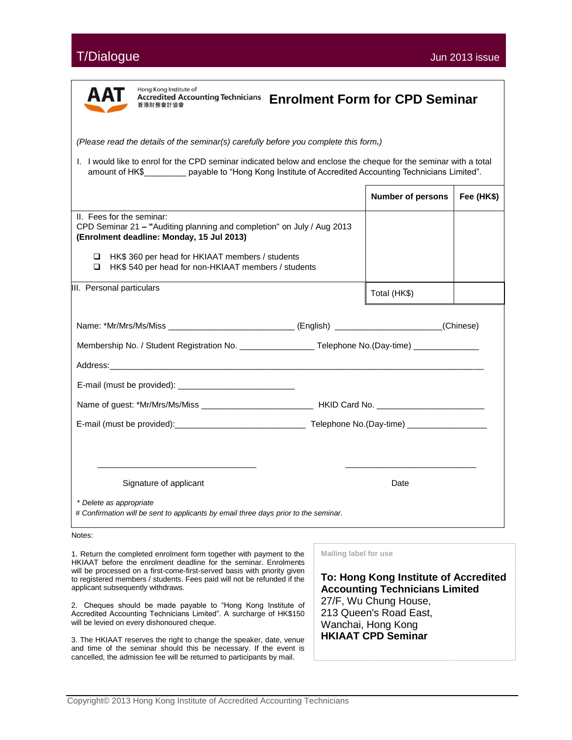Hong Kong Institute of Accredited Accounting Technicians 香港財務會計協會

# Enrolment Form for CPD Seminar

*(Please read the details of the seminar(s) carefully before you complete this form.)*

I. I would like to enrol for the CPD seminar indicated below and enclose the cheque for the seminar with a total amount of HK$_________ payable to "Hong Kong Institute of Accredited Accounting Technicians Limited".

| | Number of persons | Fee (HK$) |
|---|---|---|
| II. Fees for the seminar:<br>CPD Seminar 21 – "Auditing planning and completion" on July / Aug 2013<br>**(Enrolment deadline: Monday, 15 Jul 2013)**<br>❑ HK$ 360 per head for HKIAAT members / students<br>❑ HK$ 540 per head for non-HKIAAT members / students | | |
| III. Personal particulars | Total (HK$) | |

Name: *Mr/Mrs/Ms/Miss __________________________ (English) ______________________(Chinese)

Membership No. / Student Registration No. _______________ Telephone No.(Day-time) ______________

Address:_____________________________________________________________________________

E-mail (must be provided): ________________________

Name of guest: *Mr/Mrs/Ms/Miss _______________________ HKID Card No. ______________________

E-mail (must be provided):___________________________ Telephone No.(Day-time) ________________

_________________________________ Signature of applicant

___________________________ Date

*\* Delete as appropriate*

*# Confirmation will be sent to applicants by email three days prior to the seminar.*

Notes:

1. Return the completed enrolment form together with payment to the HKIAAT before the enrolment deadline for the seminar. Enrolments will be processed on a first-come-first-served basis with priority given to registered members / students. Fees paid will not be refunded if the applicant subsequently withdraws.

2. Cheques should be made payable to "Hong Kong Institute of Accredited Accounting Technicians Limited". A surcharge of HK$150 will be levied on every dishonoured cheque.

3. The HKIAAT reserves the right to change the speaker, date, venue and time of the seminar should this be necessary. If the event is cancelled, the admission fee will be returned to participants by mail.

Mailing label for use

**To: Hong Kong Institute of Accredited Accounting Technicians Limited**
27/F, Wu Chung House,
213 Queen's Road East,
Wanchai, Hong Kong
**HKIAAT CPD Seminar**

Copyright© 2013 Hong Kong Institute of Accredited Accounting Technicians